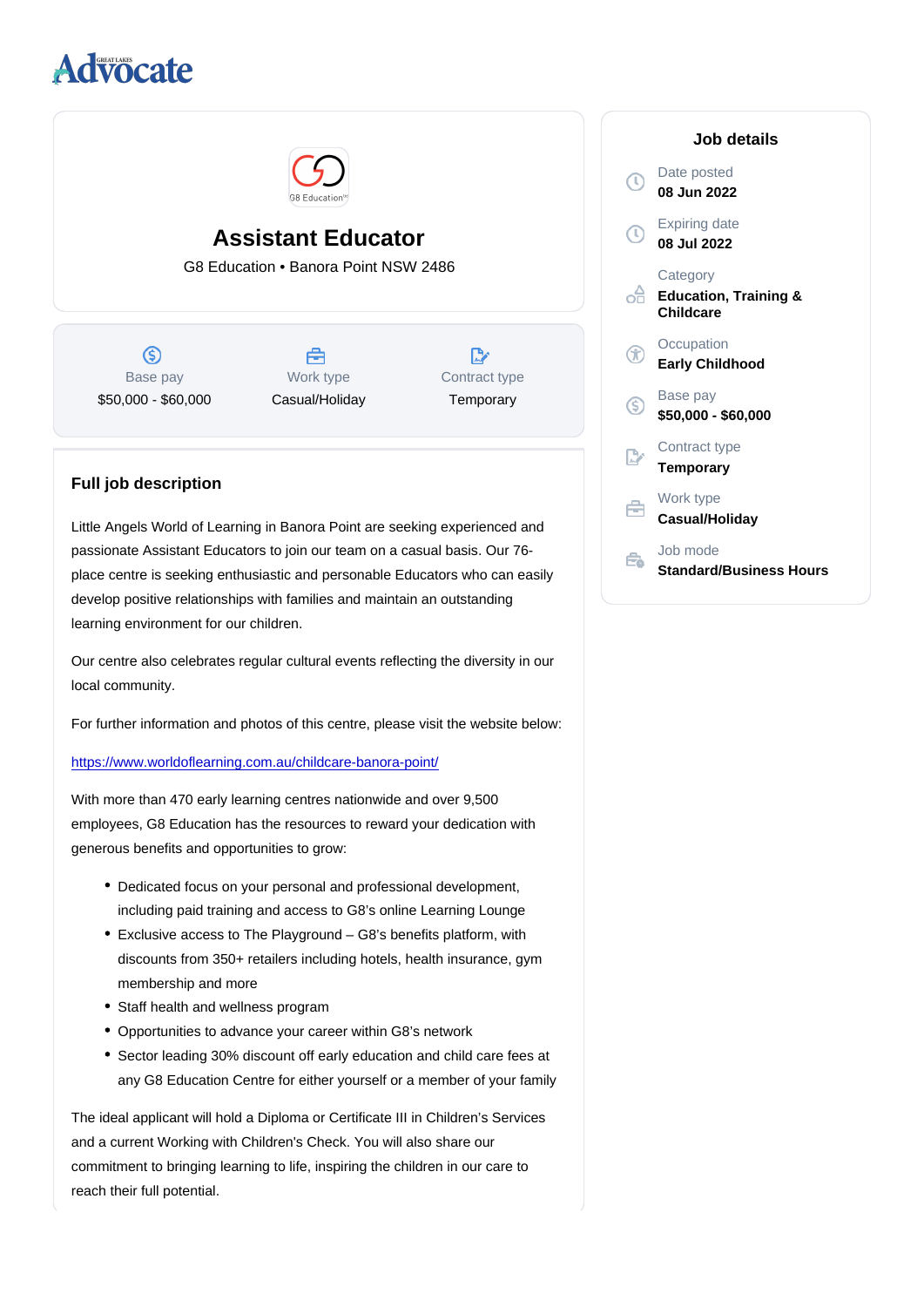Advocate

# Assistant Educator

G8 Education • Banora Point NSW 2486

| Base pay | Work type | Contract type |
|---|---|---|
| $50,000 - $60,000 | Casual/Holiday | Temporary |

## Full job description

Little Angels World of Learning in Banora Point are seeking experienced and passionate Assistant Educators to join our team on a casual basis. Our 76-place centre is seeking enthusiastic and personable Educators who can easily develop positive relationships with families and maintain an outstanding learning environment for our children.

Our centre also celebrates regular cultural events reflecting the diversity in our local community.

For further information and photos of this centre, please visit the website below:

https://www.worldoflearning.com.au/childcare-banora-point/

With more than 470 early learning centres nationwide and over 9,500 employees, G8 Education has the resources to reward your dedication with generous benefits and opportunities to grow:

- Dedicated focus on your personal and professional development, including paid training and access to G8's online Learning Lounge
- Exclusive access to The Playground – G8's benefits platform, with discounts from 350+ retailers including hotels, health insurance, gym membership and more
- Staff health and wellness program
- Opportunities to advance your career within G8's network
- Sector leading 30% discount off early education and child care fees at any G8 Education Centre for either yourself or a member of your family

The ideal applicant will hold a Diploma or Certificate III in Children's Services and a current Working with Children's Check. You will also share our commitment to bringing learning to life, inspiring the children in our care to reach their full potential.

## Job details

**Date posted**
08 Jun 2022

**Expiring date**
08 Jul 2022

**Category**
Education, Training & Childcare

**Occupation**
Early Childhood

**Base pay**
$50,000 - $60,000

**Contract type**
Temporary

**Work type**
Casual/Holiday

**Job mode**
Standard/Business Hours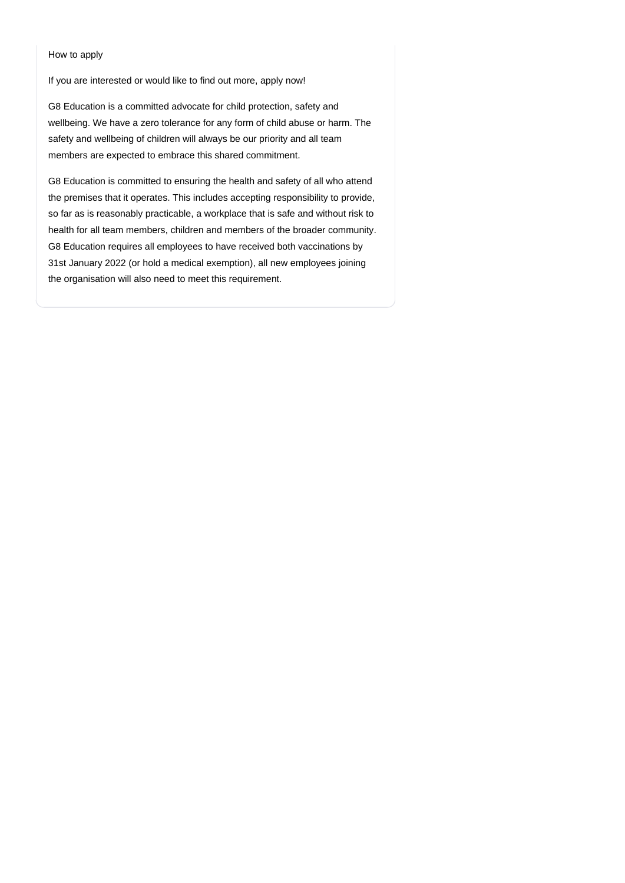How to apply

If you are interested or would like to find out more, apply now!

G8 Education is a committed advocate for child protection, safety and wellbeing. We have a zero tolerance for any form of child abuse or harm. The safety and wellbeing of children will always be our priority and all team members are expected to embrace this shared commitment.

G8 Education is committed to ensuring the health and safety of all who attend the premises that it operates. This includes accepting responsibility to provide, so far as is reasonably practicable, a workplace that is safe and without risk to health for all team members, children and members of the broader community. G8 Education requires all employees to have received both vaccinations by 31st January 2022 (or hold a medical exemption), all new employees joining the organisation will also need to meet this requirement.